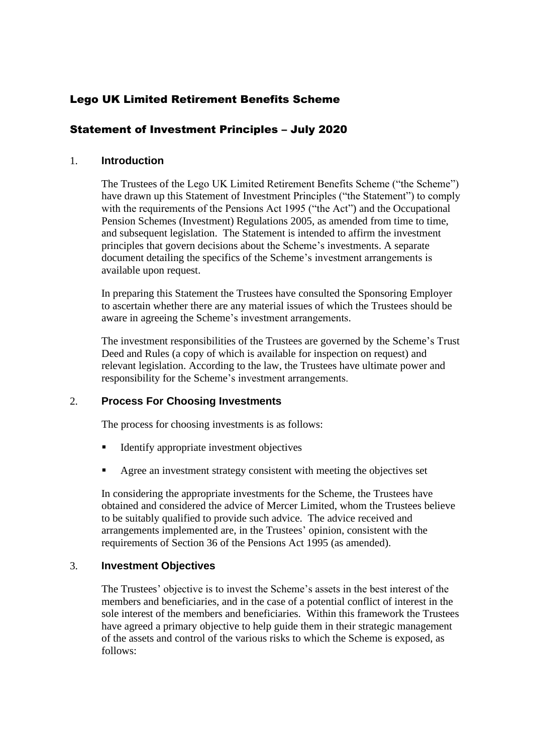# Lego UK Limited Retirement Benefits Scheme

## Statement of Investment Principles – July 2020

### 1. Introduction

The Trustees of the Lego UK Limited Retirement Benefits Scheme ("the Scheme") have drawn up this Statement of Investment Principles ("the Statement") to comply with the requirements of the Pensions Act 1995 ("the Act") and the Occupational Pension Schemes (Investment) Regulations 2005, as amended from time to time, and subsequent legislation. The Statement is intended to affirm the investment principles that govern decisions about the Scheme's investments. A separate document detailing the specifics of the Scheme's investment arrangements is available upon request.

In preparing this Statement the Trustees have consulted the Sponsoring Employer to ascertain whether there are any material issues of which the Trustees should be aware in agreeing the Scheme's investment arrangements.

The investment responsibilities of the Trustees are governed by the Scheme's Trust Deed and Rules (a copy of which is available for inspection on request) and relevant legislation. According to the law, the Trustees have ultimate power and responsibility for the Scheme's investment arrangements.

### 2. Process For Choosing Investments

The process for choosing investments is as follows:

- Identify appropriate investment objectives
- Agree an investment strategy consistent with meeting the objectives set

In considering the appropriate investments for the Scheme, the Trustees have obtained and considered the advice of Mercer Limited, whom the Trustees believe to be suitably qualified to provide such advice. The advice received and arrangements implemented are, in the Trustees' opinion, consistent with the requirements of Section 36 of the Pensions Act 1995 (as amended).

### 3. Investment Objectives

The Trustees' objective is to invest the Scheme's assets in the best interest of the members and beneficiaries, and in the case of a potential conflict of interest in the sole interest of the members and beneficiaries. Within this framework the Trustees have agreed a primary objective to help guide them in their strategic management of the assets and control of the various risks to which the Scheme is exposed, as follows: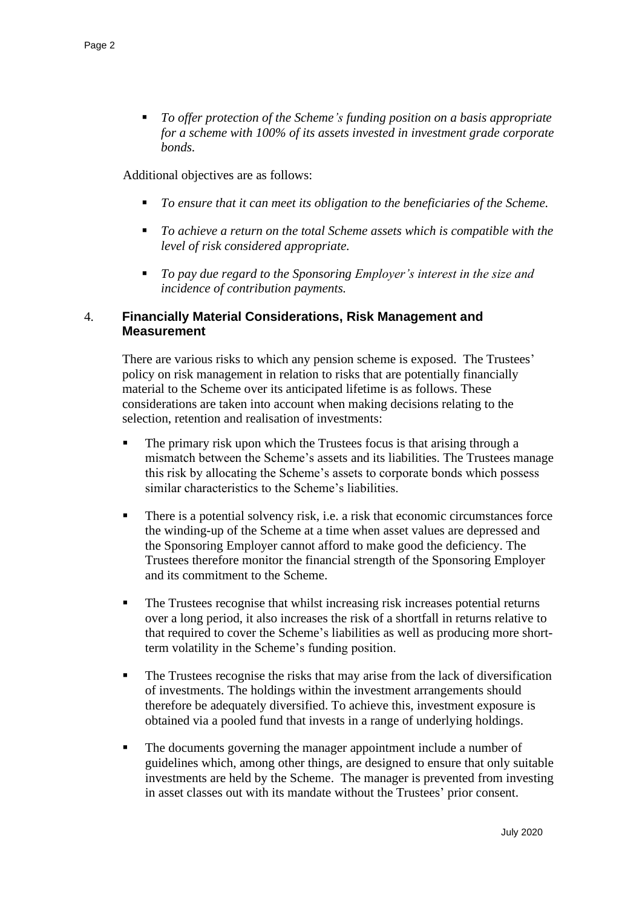- *To offer protection of the Scheme's funding position on a basis appropriate for a scheme with 100% of its assets invested in investment grade corporate bonds.*

Additional objectives are as follows:

- *To ensure that it can meet its obligation to the beneficiaries of the Scheme.*
- *To achieve a return on the total Scheme assets which is compatible with the level of risk considered appropriate.*
- *To pay due regard to the Sponsoring Employer's interest in the size and incidence of contribution payments.*

## 4. Financially Material Considerations, Risk Management and Measurement

There are various risks to which any pension scheme is exposed. The Trustees' policy on risk management in relation to risks that are potentially financially material to the Scheme over its anticipated lifetime is as follows. These considerations are taken into account when making decisions relating to the selection, retention and realisation of investments:

- The primary risk upon which the Trustees focus is that arising through a mismatch between the Scheme's assets and its liabilities. The Trustees manage this risk by allocating the Scheme's assets to corporate bonds which possess similar characteristics to the Scheme's liabilities.
- There is a potential solvency risk, i.e. a risk that economic circumstances force the winding-up of the Scheme at a time when asset values are depressed and the Sponsoring Employer cannot afford to make good the deficiency. The Trustees therefore monitor the financial strength of the Sponsoring Employer and its commitment to the Scheme.
- The Trustees recognise that whilst increasing risk increases potential returns over a long period, it also increases the risk of a shortfall in returns relative to that required to cover the Scheme's liabilities as well as producing more short-term volatility in the Scheme's funding position.
- The Trustees recognise the risks that may arise from the lack of diversification of investments. The holdings within the investment arrangements should therefore be adequately diversified. To achieve this, investment exposure is obtained via a pooled fund that invests in a range of underlying holdings.
- The documents governing the manager appointment include a number of guidelines which, among other things, are designed to ensure that only suitable investments are held by the Scheme. The manager is prevented from investing in asset classes out with its mandate without the Trustees' prior consent.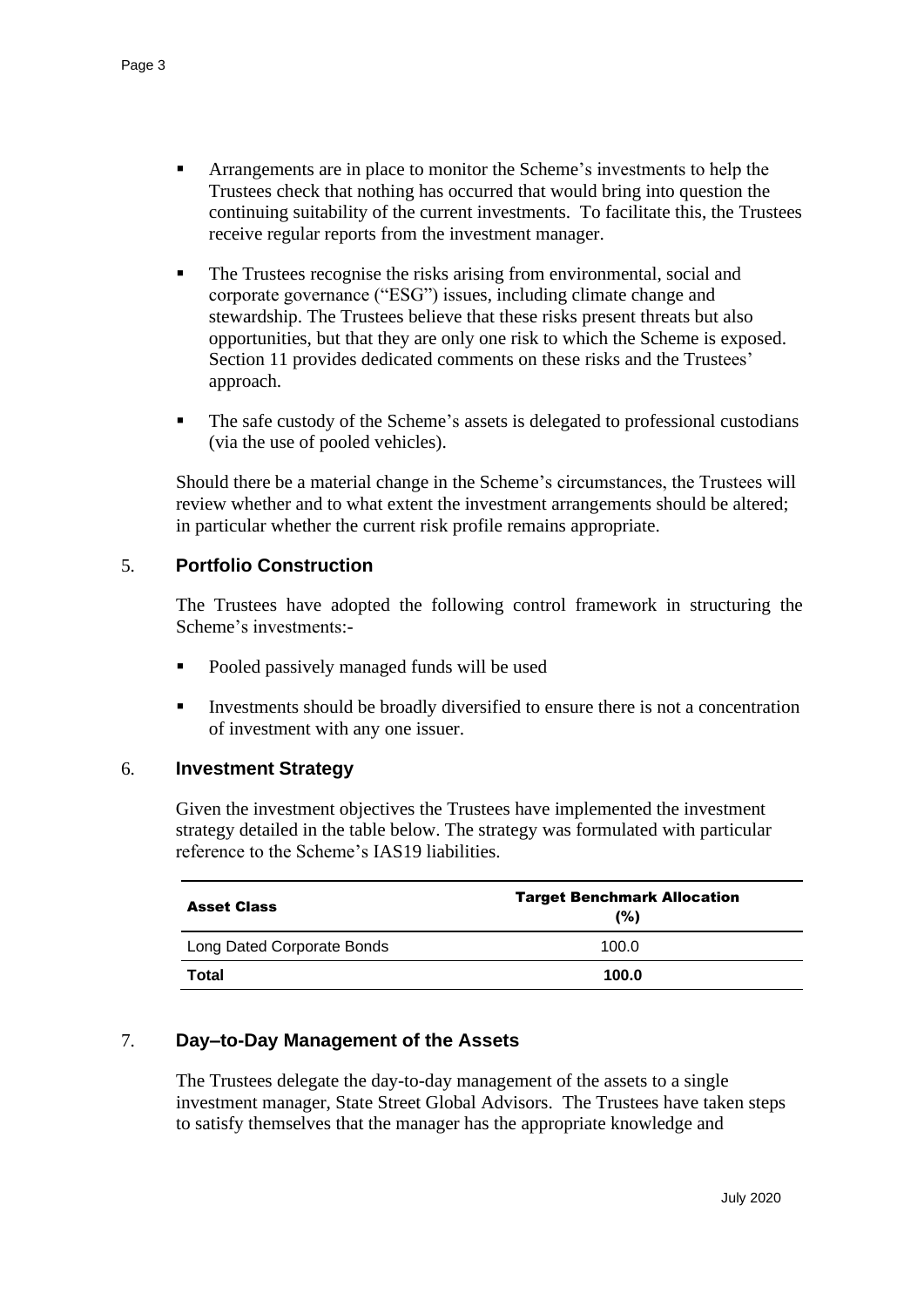- Arrangements are in place to monitor the Scheme's investments to help the Trustees check that nothing has occurred that would bring into question the continuing suitability of the current investments. To facilitate this, the Trustees receive regular reports from the investment manager.

- The Trustees recognise the risks arising from environmental, social and corporate governance ("ESG") issues, including climate change and stewardship. The Trustees believe that these risks present threats but also opportunities, but that they are only one risk to which the Scheme is exposed. Section 11 provides dedicated comments on these risks and the Trustees' approach.

- The safe custody of the Scheme's assets is delegated to professional custodians (via the use of pooled vehicles).

Should there be a material change in the Scheme's circumstances, the Trustees will review whether and to what extent the investment arrangements should be altered; in particular whether the current risk profile remains appropriate.

## 5. Portfolio Construction

The Trustees have adopted the following control framework in structuring the Scheme's investments:-

- Pooled passively managed funds will be used

- Investments should be broadly diversified to ensure there is not a concentration of investment with any one issuer.

## 6. Investment Strategy

Given the investment objectives the Trustees have implemented the investment strategy detailed in the table below. The strategy was formulated with particular reference to the Scheme's IAS19 liabilities.

| Asset Class | Target Benchmark Allocation (%) |
|---|---|
| Long Dated Corporate Bonds | 100.0 |
| **Total** | **100.0** |

## 7. Day–to-Day Management of the Assets

The Trustees delegate the day-to-day management of the assets to a single investment manager, State Street Global Advisors. The Trustees have taken steps to satisfy themselves that the manager has the appropriate knowledge and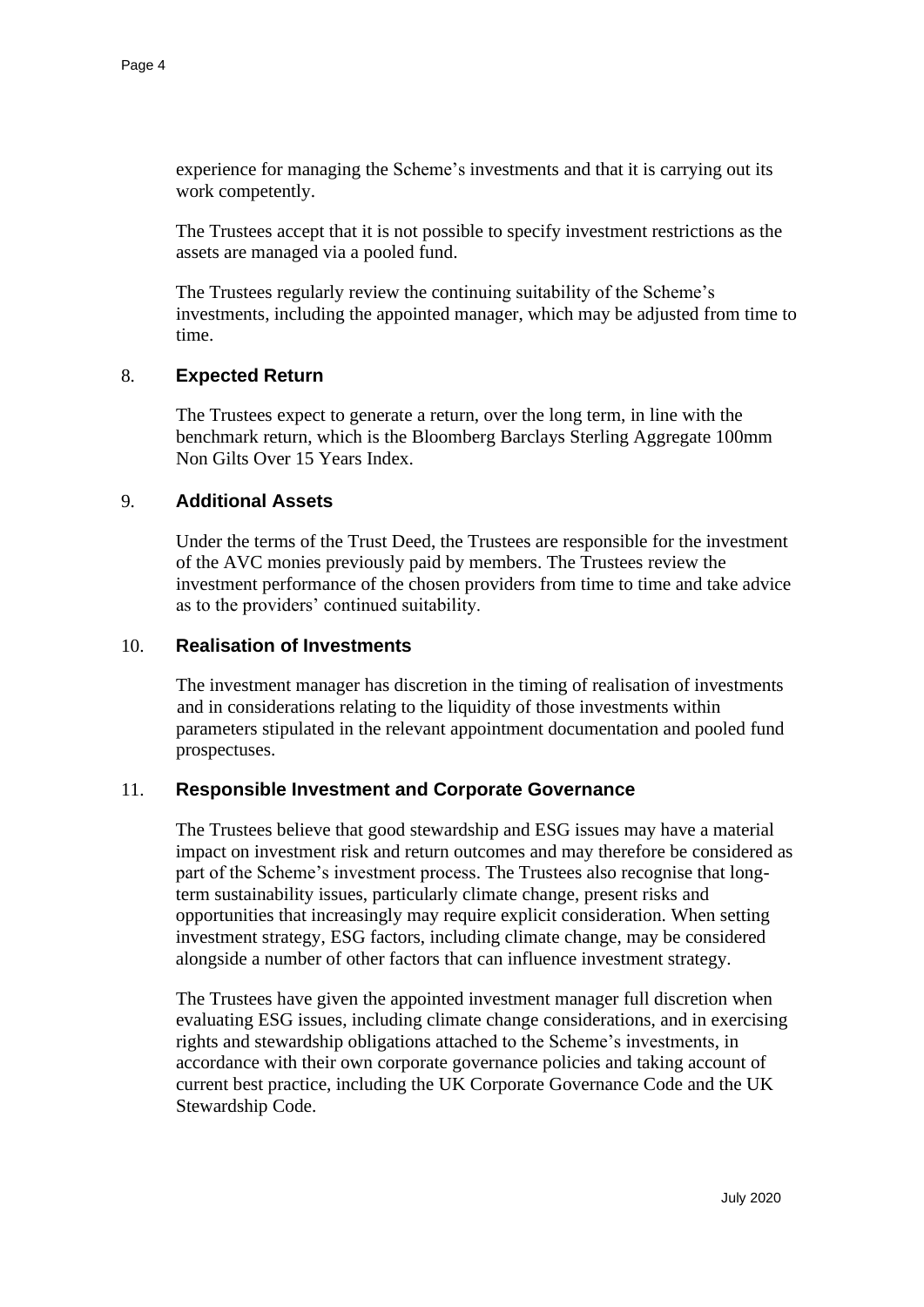experience for managing the Scheme's investments and that it is carrying out its work competently.

The Trustees accept that it is not possible to specify investment restrictions as the assets are managed via a pooled fund.

The Trustees regularly review the continuing suitability of the Scheme's investments, including the appointed manager, which may be adjusted from time to time.

## 8. Expected Return

The Trustees expect to generate a return, over the long term, in line with the benchmark return, which is the Bloomberg Barclays Sterling Aggregate 100mm Non Gilts Over 15 Years Index.

## 9. Additional Assets

Under the terms of the Trust Deed, the Trustees are responsible for the investment of the AVC monies previously paid by members. The Trustees review the investment performance of the chosen providers from time to time and take advice as to the providers' continued suitability.

## 10. Realisation of Investments

The investment manager has discretion in the timing of realisation of investments and in considerations relating to the liquidity of those investments within parameters stipulated in the relevant appointment documentation and pooled fund prospectuses.

## 11. Responsible Investment and Corporate Governance

The Trustees believe that good stewardship and ESG issues may have a material impact on investment risk and return outcomes and may therefore be considered as part of the Scheme's investment process. The Trustees also recognise that long-term sustainability issues, particularly climate change, present risks and opportunities that increasingly may require explicit consideration. When setting investment strategy, ESG factors, including climate change, may be considered alongside a number of other factors that can influence investment strategy.

The Trustees have given the appointed investment manager full discretion when evaluating ESG issues, including climate change considerations, and in exercising rights and stewardship obligations attached to the Scheme's investments, in accordance with their own corporate governance policies and taking account of current best practice, including the UK Corporate Governance Code and the UK Stewardship Code.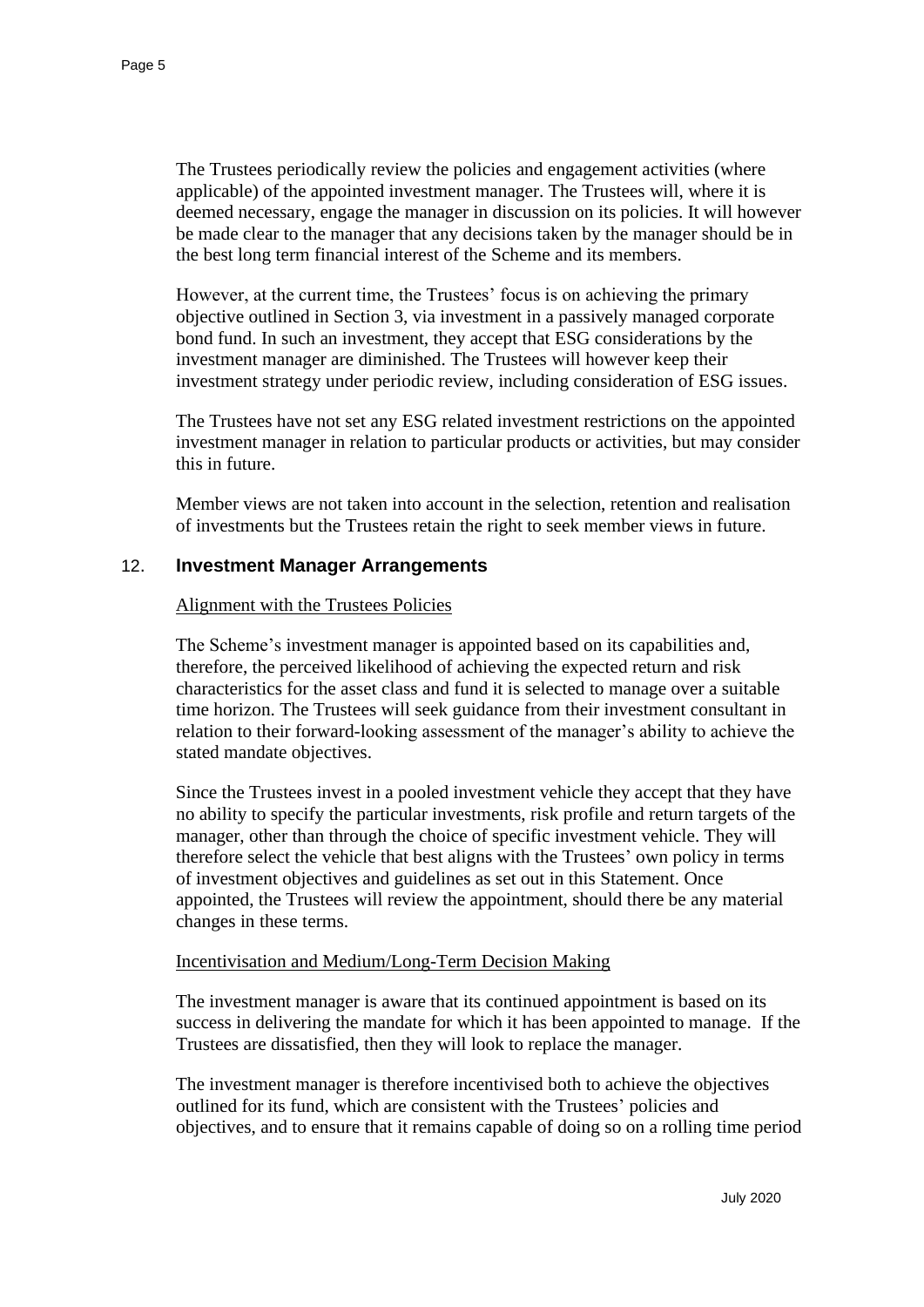The Trustees periodically review the policies and engagement activities (where applicable) of the appointed investment manager. The Trustees will, where it is deemed necessary, engage the manager in discussion on its policies. It will however be made clear to the manager that any decisions taken by the manager should be in the best long term financial interest of the Scheme and its members.

However, at the current time, the Trustees' focus is on achieving the primary objective outlined in Section 3, via investment in a passively managed corporate bond fund. In such an investment, they accept that ESG considerations by the investment manager are diminished. The Trustees will however keep their investment strategy under periodic review, including consideration of ESG issues.

The Trustees have not set any ESG related investment restrictions on the appointed investment manager in relation to particular products or activities, but may consider this in future.

Member views are not taken into account in the selection, retention and realisation of investments but the Trustees retain the right to seek member views in future.

## 12. Investment Manager Arrangements

Alignment with the Trustees Policies

The Scheme's investment manager is appointed based on its capabilities and, therefore, the perceived likelihood of achieving the expected return and risk characteristics for the asset class and fund it is selected to manage over a suitable time horizon. The Trustees will seek guidance from their investment consultant in relation to their forward-looking assessment of the manager's ability to achieve the stated mandate objectives.

Since the Trustees invest in a pooled investment vehicle they accept that they have no ability to specify the particular investments, risk profile and return targets of the manager, other than through the choice of specific investment vehicle. They will therefore select the vehicle that best aligns with the Trustees' own policy in terms of investment objectives and guidelines as set out in this Statement. Once appointed, the Trustees will review the appointment, should there be any material changes in these terms.

Incentivisation and Medium/Long-Term Decision Making

The investment manager is aware that its continued appointment is based on its success in delivering the mandate for which it has been appointed to manage. If the Trustees are dissatisfied, then they will look to replace the manager.

The investment manager is therefore incentivised both to achieve the objectives outlined for its fund, which are consistent with the Trustees' policies and objectives, and to ensure that it remains capable of doing so on a rolling time period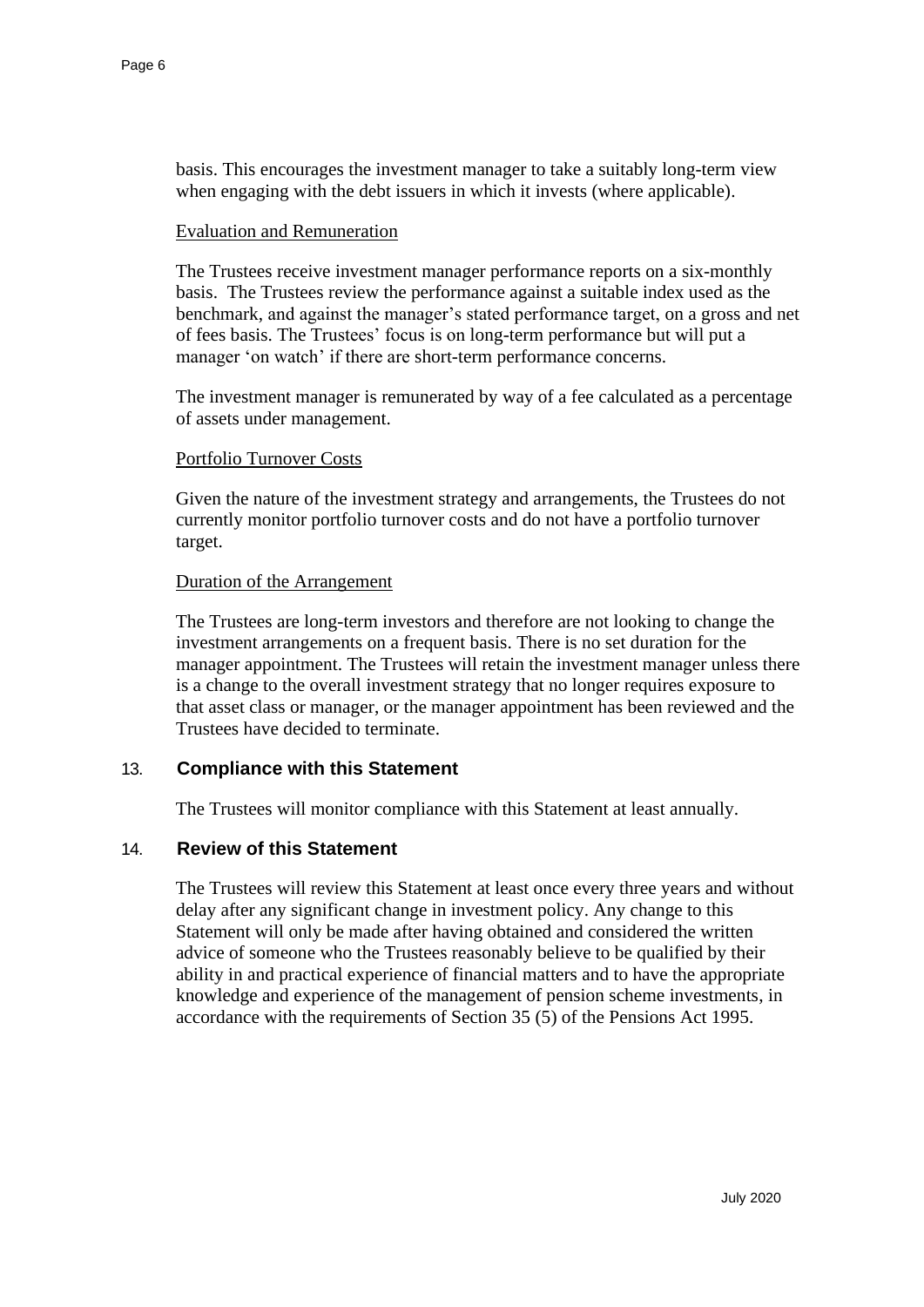basis. This encourages the investment manager to take a suitably long-term view when engaging with the debt issuers in which it invests (where applicable).

Evaluation and Remuneration

The Trustees receive investment manager performance reports on a six-monthly basis. The Trustees review the performance against a suitable index used as the benchmark, and against the manager's stated performance target, on a gross and net of fees basis. The Trustees' focus is on long-term performance but will put a manager 'on watch' if there are short-term performance concerns.

The investment manager is remunerated by way of a fee calculated as a percentage of assets under management.

Portfolio Turnover Costs

Given the nature of the investment strategy and arrangements, the Trustees do not currently monitor portfolio turnover costs and do not have a portfolio turnover target.

Duration of the Arrangement

The Trustees are long-term investors and therefore are not looking to change the investment arrangements on a frequent basis. There is no set duration for the manager appointment. The Trustees will retain the investment manager unless there is a change to the overall investment strategy that no longer requires exposure to that asset class or manager, or the manager appointment has been reviewed and the Trustees have decided to terminate.

## 13. Compliance with this Statement

The Trustees will monitor compliance with this Statement at least annually.

## 14. Review of this Statement

The Trustees will review this Statement at least once every three years and without delay after any significant change in investment policy. Any change to this Statement will only be made after having obtained and considered the written advice of someone who the Trustees reasonably believe to be qualified by their ability in and practical experience of financial matters and to have the appropriate knowledge and experience of the management of pension scheme investments, in accordance with the requirements of Section 35 (5) of the Pensions Act 1995.

July 2020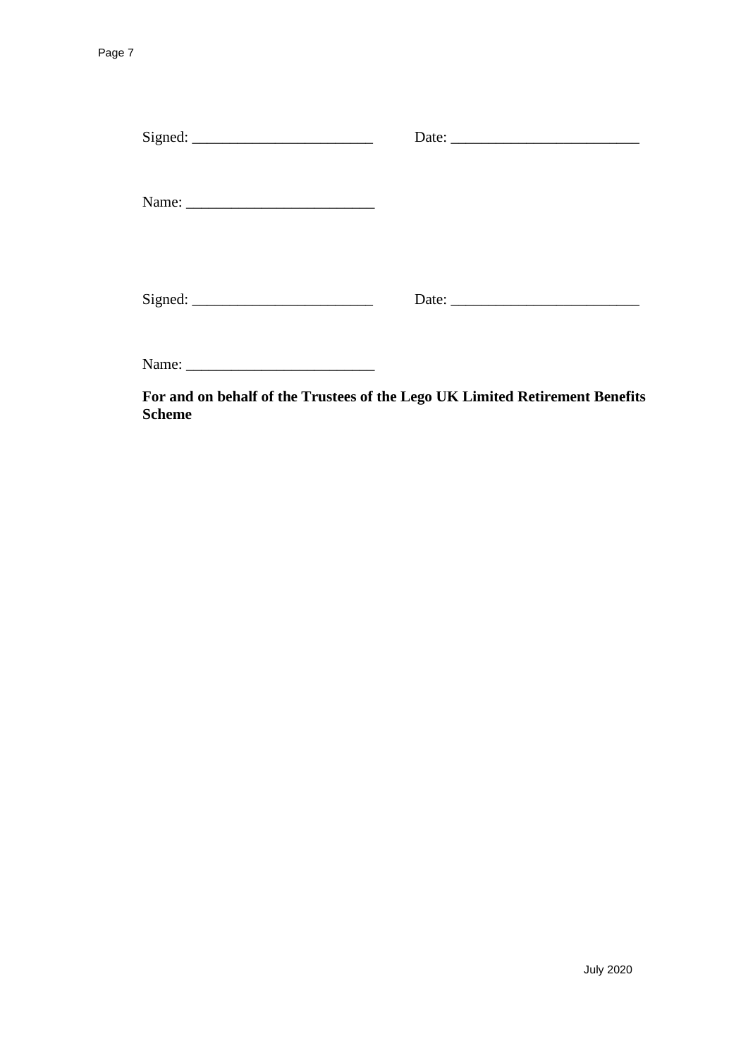Signed: ________________________ Date: _________________________

Name: _________________________

Signed: ________________________ Date: _________________________

Name: _________________________

**For and on behalf of the Trustees of the Lego UK Limited Retirement Benefits Scheme**

July 2020